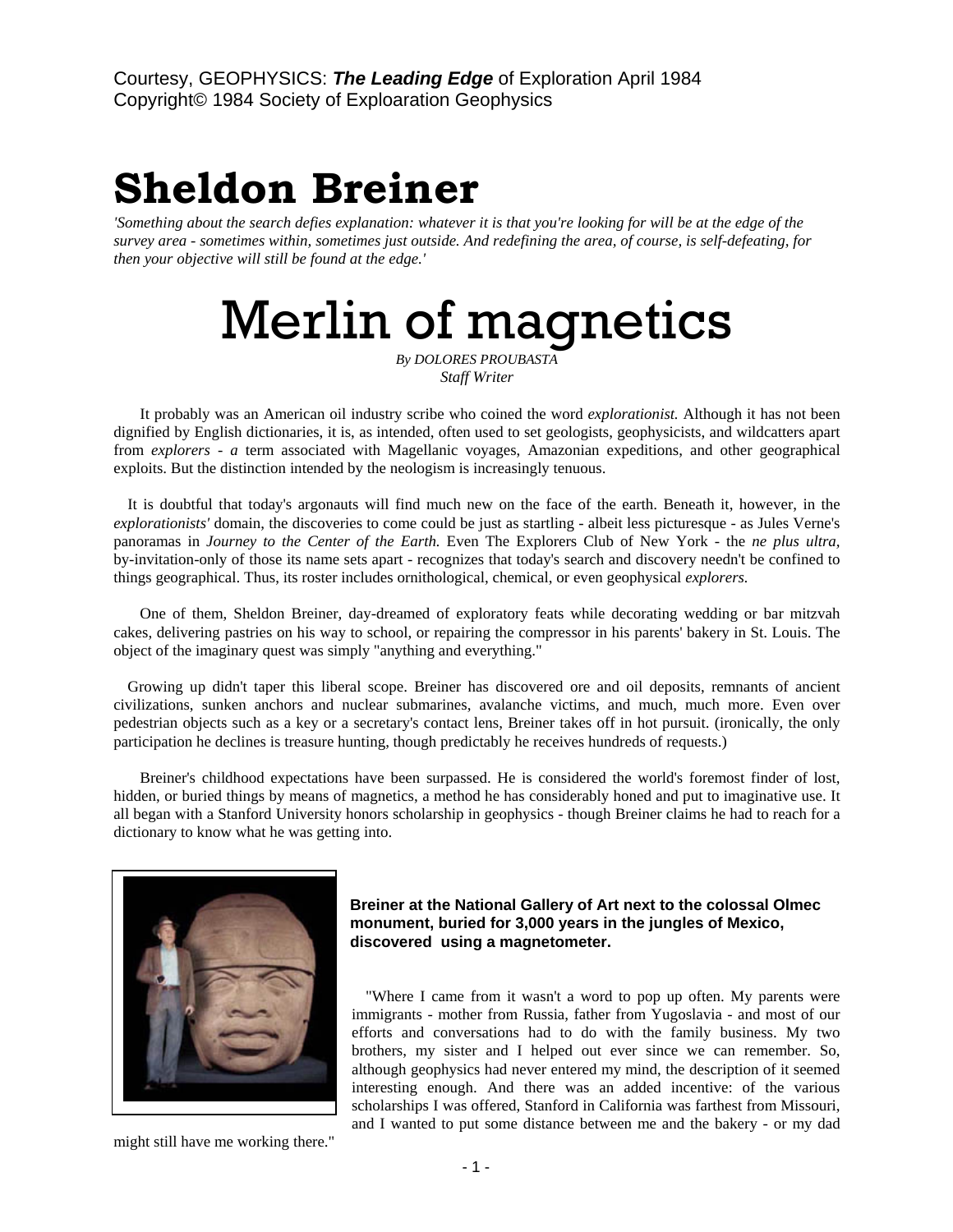Courtesy, GEOPHYSICS: ***The Leading Edge*** of Exploration April 1984
Copyright© 1984 Society of Exploaration Geophysics

# Sheldon Breiner

*'Something about the search defies explanation: whatever it is that you're looking for will be at the edge of the survey area - sometimes within, sometimes just outside. And redefining the area, of course, is self-defeating, for then your objective will still be found at the edge.'*

# Merlin of magnetics

*By DOLORES PROUBASTA*
*Staff Writer*

It probably was an American oil industry scribe who coined the word *explorationist.* Although it has not been dignified by English dictionaries, it is, as intended, often used to set geologists, geophysicists, and wildcatters apart from *explorers - a* term associated with Magellanic voyages, Amazonian expeditions, and other geographical exploits. But the distinction intended by the neologism is increasingly tenuous.

It is doubtful that today's argonauts will find much new on the face of the earth. Beneath it, however, in the *explorationists'* domain, the discoveries to come could be just as startling - albeit less picturesque - as Jules Verne's panoramas in *Journey to the Center of the Earth.* Even The Explorers Club of New York - the *ne plus ultra,* by-invitation-only of those its name sets apart - recognizes that today's search and discovery needn't be confined to things geographical. Thus, its roster includes ornithological, chemical, or even geophysical *explorers.*

One of them, Sheldon Breiner, day-dreamed of exploratory feats while decorating wedding or bar mitzvah cakes, delivering pastries on his way to school, or repairing the compressor in his parents' bakery in St. Louis. The object of the imaginary quest was simply "anything and everything."

Growing up didn't taper this liberal scope. Breiner has discovered ore and oil deposits, remnants of ancient civilizations, sunken anchors and nuclear submarines, avalanche victims, and much, much more. Even over pedestrian objects such as a key or a secretary's contact lens, Breiner takes off in hot pursuit. (ironically, the only participation he declines is treasure hunting, though predictably he receives hundreds of requests.)

Breiner's childhood expectations have been surpassed. He is considered the world's foremost finder of lost, hidden, or buried things by means of magnetics, a method he has considerably honed and put to imaginative use. It all began with a Stanford University honors scholarship in geophysics - though Breiner claims he had to reach for a dictionary to know what he was getting into.

**Breiner at the National Gallery of Art next to the colossal Olmec monument, buried for 3,000 years in the jungles of Mexico, discovered using a magnetometer.**

"Where I came from it wasn't a word to pop up often. My parents were immigrants - mother from Russia, father from Yugoslavia - and most of our efforts and conversations had to do with the family business. My two brothers, my sister and I helped out ever since we can remember. So, although geophysics had never entered my mind, the description of it seemed interesting enough. And there was an added incentive: of the various scholarships I was offered, Stanford in California was farthest from Missouri, and I wanted to put some distance between me and the bakery - or my dad might still have me working there."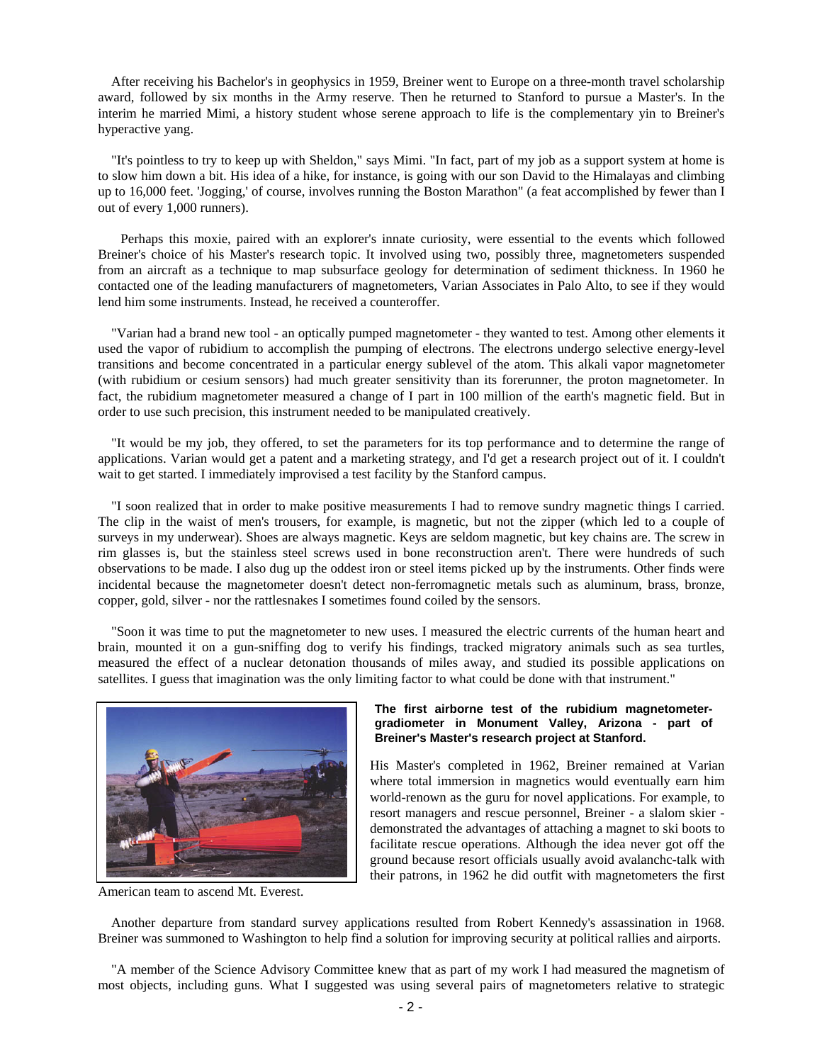After receiving his Bachelor's in geophysics in 1959, Breiner went to Europe on a three-month travel scholarship award, followed by six months in the Army reserve. Then he returned to Stanford to pursue a Master's. In the interim he married Mimi, a history student whose serene approach to life is the complementary yin to Breiner's hyperactive yang.

"It's pointless to try to keep up with Sheldon," says Mimi. "In fact, part of my job as a support system at home is to slow him down a bit. His idea of a hike, for instance, is going with our son David to the Himalayas and climbing up to 16,000 feet. 'Jogging,' of course, involves running the Boston Marathon" (a feat accomplished by fewer than I out of every 1,000 runners).

Perhaps this moxie, paired with an explorer's innate curiosity, were essential to the events which followed Breiner's choice of his Master's research topic. It involved using two, possibly three, magnetometers suspended from an aircraft as a technique to map subsurface geology for determination of sediment thickness. In 1960 he contacted one of the leading manufacturers of magnetometers, Varian Associates in Palo Alto, to see if they would lend him some instruments. Instead, he received a counteroffer.

"Varian had a brand new tool - an optically pumped magnetometer - they wanted to test. Among other elements it used the vapor of rubidium to accomplish the pumping of electrons. The electrons undergo selective energy-level transitions and become concentrated in a particular energy sublevel of the atom. This alkali vapor magnetometer (with rubidium or cesium sensors) had much greater sensitivity than its forerunner, the proton magnetometer. In fact, the rubidium magnetometer measured a change of I part in 100 million of the earth's magnetic field. But in order to use such precision, this instrument needed to be manipulated creatively.

"It would be my job, they offered, to set the parameters for its top performance and to determine the range of applications. Varian would get a patent and a marketing strategy, and I'd get a research project out of it. I couldn't wait to get started. I immediately improvised a test facility by the Stanford campus.

"I soon realized that in order to make positive measurements I had to remove sundry magnetic things I carried. The clip in the waist of men's trousers, for example, is magnetic, but not the zipper (which led to a couple of surveys in my underwear). Shoes are always magnetic. Keys are seldom magnetic, but key chains are. The screw in rim glasses is, but the stainless steel screws used in bone reconstruction aren't. There were hundreds of such observations to be made. I also dug up the oddest iron or steel items picked up by the instruments. Other finds were incidental because the magnetometer doesn't detect non-ferromagnetic metals such as aluminum, brass, bronze, copper, gold, silver - nor the rattlesnakes I sometimes found coiled by the sensors.

"Soon it was time to put the magnetometer to new uses. I measured the electric currents of the human heart and brain, mounted it on a gun-sniffing dog to verify his findings, tracked migratory animals such as sea turtles, measured the effect of a nuclear detonation thousands of miles away, and studied its possible applications on satellites. I guess that imagination was the only limiting factor to what could be done with that instrument."

**The first airborne test of the rubidium magnetometer-gradiometer in Monument Valley, Arizona - part of Breiner's Master's research project at Stanford.**

His Master's completed in 1962, Breiner remained at Varian where total immersion in magnetics would eventually earn him world-renown as the guru for novel applications. For example, to resort managers and rescue personnel, Breiner - a slalom skier - demonstrated the advantages of attaching a magnet to ski boots to facilitate rescue operations. Although the idea never got off the ground because resort officials usually avoid avalanchc-talk with their patrons, in 1962 he did outfit with magnetometers the first American team to ascend Mt. Everest.

Another departure from standard survey applications resulted from Robert Kennedy's assassination in 1968. Breiner was summoned to Washington to help find a solution for improving security at political rallies and airports.

"A member of the Science Advisory Committee knew that as part of my work I had measured the magnetism of most objects, including guns. What I suggested was using several pairs of magnetometers relative to strategic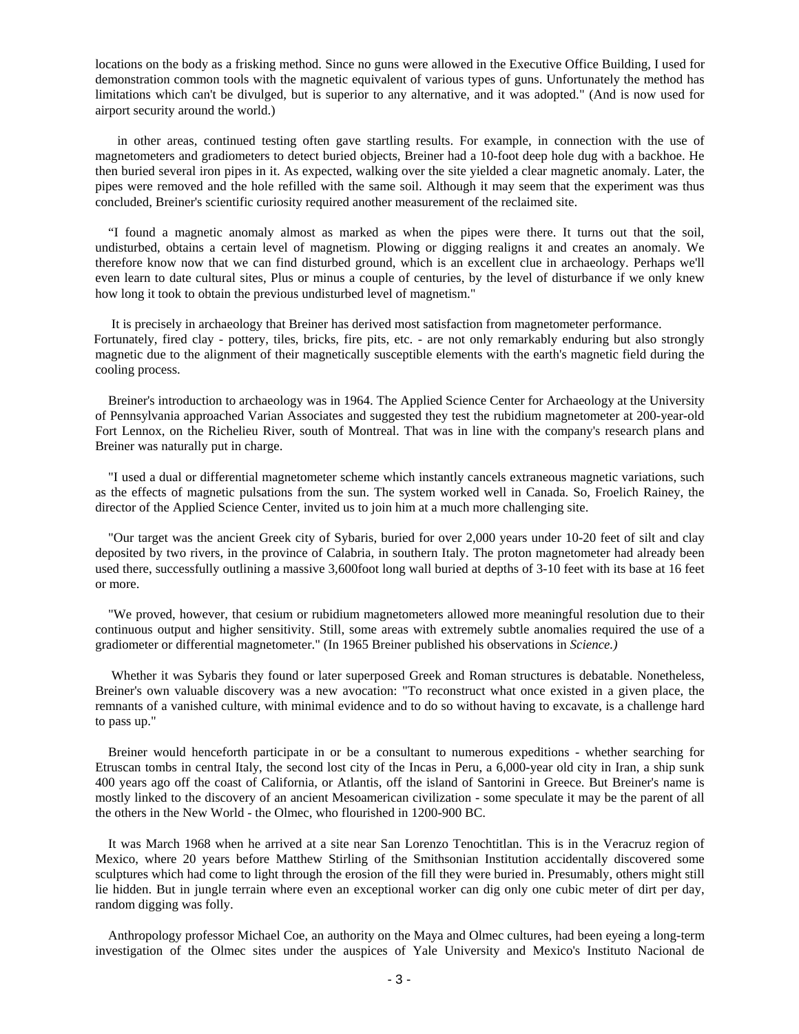locations on the body as a frisking method. Since no guns were allowed in the Executive Office Building, I used for demonstration common tools with the magnetic equivalent of various types of guns. Unfortunately the method has limitations which can't be divulged, but is superior to any alternative, and it was adopted." (And is now used for airport security around the world.)

in other areas, continued testing often gave startling results. For example, in connection with the use of magnetometers and gradiometers to detect buried objects, Breiner had a 10-foot deep hole dug with a backhoe. He then buried several iron pipes in it. As expected, walking over the site yielded a clear magnetic anomaly. Later, the pipes were removed and the hole refilled with the same soil. Although it may seem that the experiment was thus concluded, Breiner's scientific curiosity required another measurement of the reclaimed site.

"I found a magnetic anomaly almost as marked as when the pipes were there. It turns out that the soil, undisturbed, obtains a certain level of magnetism. Plowing or digging realigns it and creates an anomaly. We therefore know now that we can find disturbed ground, which is an excellent clue in archaeology. Perhaps we'll even learn to date cultural sites, Plus or minus a couple of centuries, by the level of disturbance if we only knew how long it took to obtain the previous undisturbed level of magnetism."

It is precisely in archaeology that Breiner has derived most satisfaction from magnetometer performance. Fortunately, fired clay - pottery, tiles, bricks, fire pits, etc. - are not only remarkably enduring but also strongly magnetic due to the alignment of their magnetically susceptible elements with the earth's magnetic field during the cooling process.

Breiner's introduction to archaeology was in 1964. The Applied Science Center for Archaeology at the University of Pennsylvania approached Varian Associates and suggested they test the rubidium magnetometer at 200-year-old Fort Lennox, on the Richelieu River, south of Montreal. That was in line with the company's research plans and Breiner was naturally put in charge.

"I used a dual or differential magnetometer scheme which instantly cancels extraneous magnetic variations, such as the effects of magnetic pulsations from the sun. The system worked well in Canada. So, Froelich Rainey, the director of the Applied Science Center, invited us to join him at a much more challenging site.

"Our target was the ancient Greek city of Sybaris, buried for over 2,000 years under 10-20 feet of silt and clay deposited by two rivers, in the province of Calabria, in southern Italy. The proton magnetometer had already been used there, successfully outlining a massive 3,600foot long wall buried at depths of 3-10 feet with its base at 16 feet or more.

"We proved, however, that cesium or rubidium magnetometers allowed more meaningful resolution due to their continuous output and higher sensitivity. Still, some areas with extremely subtle anomalies required the use of a gradiometer or differential magnetometer." (In 1965 Breiner published his observations in *Science.)*

Whether it was Sybaris they found or later superposed Greek and Roman structures is debatable. Nonetheless, Breiner's own valuable discovery was a new avocation: "To reconstruct what once existed in a given place, the remnants of a vanished culture, with minimal evidence and to do so without having to excavate, is a challenge hard to pass up."

Breiner would henceforth participate in or be a consultant to numerous expeditions - whether searching for Etruscan tombs in central Italy, the second lost city of the Incas in Peru, a 6,000-year old city in Iran, a ship sunk 400 years ago off the coast of California, or Atlantis, off the island of Santorini in Greece. But Breiner's name is mostly linked to the discovery of an ancient Mesoamerican civilization - some speculate it may be the parent of all the others in the New World - the Olmec, who flourished in 1200-900 BC.

It was March 1968 when he arrived at a site near San Lorenzo Tenochtitlan. This is in the Veracruz region of Mexico, where 20 years before Matthew Stirling of the Smithsonian Institution accidentally discovered some sculptures which had come to light through the erosion of the fill they were buried in. Presumably, others might still lie hidden. But in jungle terrain where even an exceptional worker can dig only one cubic meter of dirt per day, random digging was folly.

Anthropology professor Michael Coe, an authority on the Maya and Olmec cultures, had been eyeing a long-term investigation of the Olmec sites under the auspices of Yale University and Mexico's Instituto Nacional de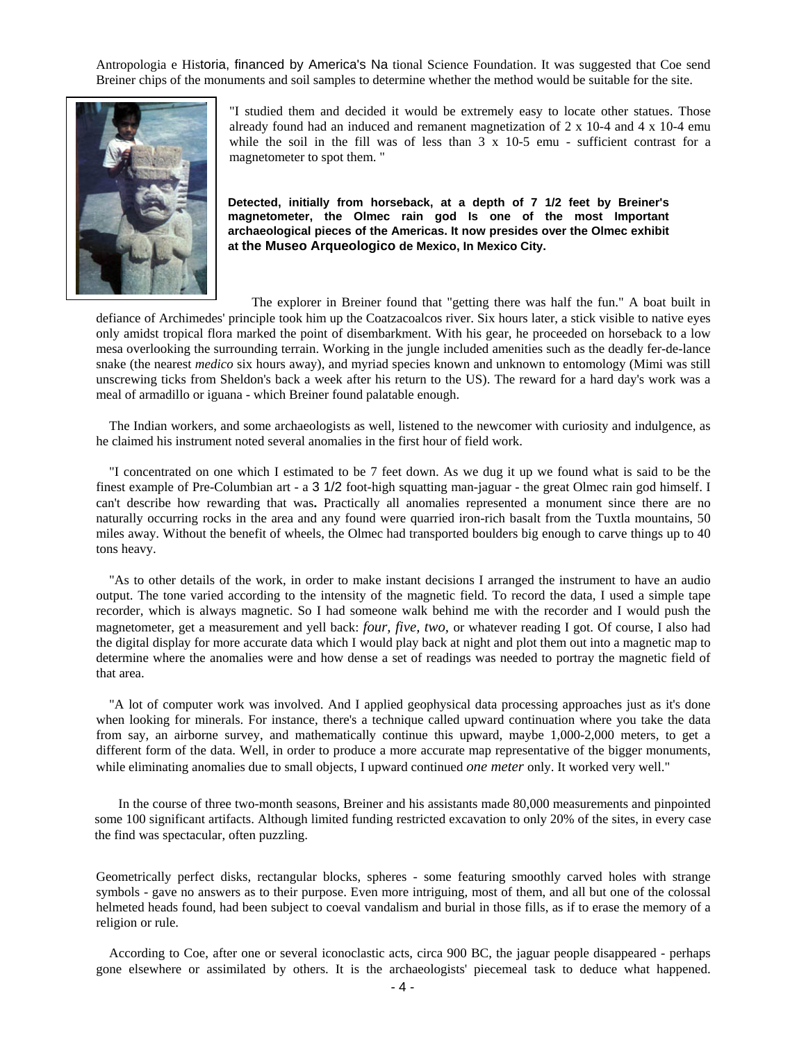Antropologia e Historia, financed by America's Na tional Science Foundation. It was suggested that Coe send Breiner chips of the monuments and soil samples to determine whether the method would be suitable for the site.

"I studied them and decided it would be extremely easy to locate other statues. Those already found had an induced and remanent magnetization of $2 \times 10^{-4}$ and $4 \times 10^{-4}$ emu while the soil in the fill was of less than $3 \times 10^{-5}$ emu - sufficient contrast for a magnetometer to spot them. "

**Detected, initially from horseback, at a depth of 7 1/2 feet by Breiner's magnetometer, the Olmec rain god Is one of the most Important archaeological pieces of the Americas. It now presides over the Olmec exhibit at the Museo Arqueologico de Mexico, In Mexico City.**

The explorer in Breiner found that "getting there was half the fun." A boat built in defiance of Archimedes' principle took him up the Coatzacoalcos river. Six hours later, a stick visible to native eyes only amidst tropical flora marked the point of disembarkment. With his gear, he proceeded on horseback to a low mesa overlooking the surrounding terrain. Working in the jungle included amenities such as the deadly fer-de-lance snake (the nearest *medico* six hours away), and myriad species known and unknown to entomology (Mimi was still unscrewing ticks from Sheldon's back a week after his return to the US). The reward for a hard day's work was a meal of armadillo or iguana - which Breiner found palatable enough.

The Indian workers, and some archaeologists as well, listened to the newcomer with curiosity and indulgence, as he claimed his instrument noted several anomalies in the first hour of field work.

"I concentrated on one which I estimated to be 7 feet down. As we dug it up we found what is said to be the finest example of Pre-Columbian art - a 3 1/2 foot-high squatting man-jaguar - the great Olmec rain god himself. I can't describe how rewarding that was**.** Practically all anomalies represented a monument since there are no naturally occurring rocks in the area and any found were quarried iron-rich basalt from the Tuxtla mountains, 50 miles away. Without the benefit of wheels, the Olmec had transported boulders big enough to carve things up to 40 tons heavy.

"As to other details of the work, in order to make instant decisions I arranged the instrument to have an audio output. The tone varied according to the intensity of the magnetic field. To record the data, I used a simple tape recorder, which is always magnetic. So I had someone walk behind me with the recorder and I would push the magnetometer, get a measurement and yell back: *four, five, two*, or whatever reading I got. Of course, I also had the digital display for more accurate data which I would play back at night and plot them out into a magnetic map to determine where the anomalies were and how dense a set of readings was needed to portray the magnetic field of that area.

"A lot of computer work was involved. And I applied geophysical data processing approaches just as it's done when looking for minerals. For instance, there's a technique called upward continuation where you take the data from say, an airborne survey, and mathematically continue this upward, maybe 1,000-2,000 meters, to get a different form of the data. Well, in order to produce a more accurate map representative of the bigger monuments, while eliminating anomalies due to small objects, I upward continued *one meter* only. It worked very well."

In the course of three two-month seasons, Breiner and his assistants made 80,000 measurements and pinpointed some 100 significant artifacts. Although limited funding restricted excavation to only 20% of the sites, in every case the find was spectacular, often puzzling.

Geometrically perfect disks, rectangular blocks, spheres - some featuring smoothly carved holes with strange symbols - gave no answers as to their purpose. Even more intriguing, most of them, and all but one of the colossal helmeted heads found, had been subject to coeval vandalism and burial in those fills, as if to erase the memory of a religion or rule.

According to Coe, after one or several iconoclastic acts, circa 900 BC, the jaguar people disappeared - perhaps gone elsewhere or assimilated by others. It is the archaeologists' piecemeal task to deduce what happened.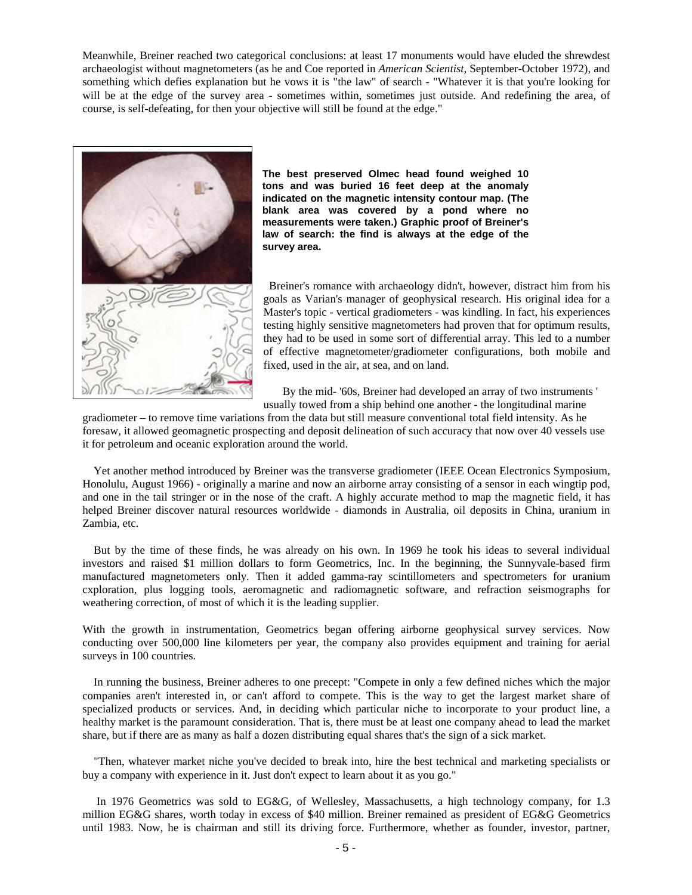Meanwhile, Breiner reached two categorical conclusions: at least 17 monuments would have eluded the shrewdest archaeologist without magnetometers (as he and Coe reported in *American Scientist*, September-October 1972), and something which defies explanation but he vows it is "the law" of search - "Whatever it is that you're looking for will be at the edge of the survey area - sometimes within, sometimes just outside. And redefining the area, of course, is self-defeating, for then your objective will still be found at the edge."

**The best preserved Olmec head found weighed 10 tons and was buried 16 feet deep at the anomaly indicated on the magnetic intensity contour map. (The blank area was covered by a pond where no measurements were taken.) Graphic proof of Breiner's law of search: the find is always at the edge of the survey area.**

Breiner's romance with archaeology didn't, however, distract him from his goals as Varian's manager of geophysical research. His original idea for a Master's topic - vertical gradiometers - was kindling. In fact, his experiences testing highly sensitive magnetometers had proven that for optimum results, they had to be used in some sort of differential array. This led to a number of effective magnetometer/gradiometer configurations, both mobile and fixed, used in the air, at sea, and on land.

By the mid- '60s, Breiner had developed an array of two instruments ' usually towed from a ship behind one another - the longitudinal marine gradiometer – to remove time variations from the data but still measure conventional total field intensity. As he foresaw, it allowed geomagnetic prospecting and deposit delineation of such accuracy that now over 40 vessels use it for petroleum and oceanic exploration around the world.

Yet another method introduced by Breiner was the transverse gradiometer (IEEE Ocean Electronics Symposium, Honolulu, August 1966) - originally a marine and now an airborne array consisting of a sensor in each wingtip pod, and one in the tail stringer or in the nose of the craft. A highly accurate method to map the magnetic field, it has helped Breiner discover natural resources worldwide - diamonds in Australia, oil deposits in China, uranium in Zambia, etc.

But by the time of these finds, he was already on his own. In 1969 he took his ideas to several individual investors and raised $1 million dollars to form Geometrics, Inc. In the beginning, the Sunnyvale-based firm manufactured magnetometers only. Then it added gamma-ray scintillometers and spectrometers for uranium cxploration, plus logging tools, aeromagnetic and radiomagnetic software, and refraction seismographs for weathering correction, of most of which it is the leading supplier.

With the growth in instrumentation, Geometrics began offering airborne geophysical survey services. Now conducting over 500,000 line kilometers per year, the company also provides equipment and training for aerial surveys in 100 countries.

In running the business, Breiner adheres to one precept: "Compete in only a few defined niches which the major companies aren't interested in, or can't afford to compete. This is the way to get the largest market share of specialized products or services. And, in deciding which particular niche to incorporate to your product line, a healthy market is the paramount consideration. That is, there must be at least one company ahead to lead the market share, but if there are as many as half a dozen distributing equal shares that's the sign of a sick market.

"Then, whatever market niche you've decided to break into, hire the best technical and marketing specialists or buy a company with experience in it. Just don't expect to learn about it as you go."

In 1976 Geometrics was sold to EG&G, of Wellesley, Massachusetts, a high technology company, for 1.3 million EG&G shares, worth today in excess of $40 million. Breiner remained as president of EG&G Geometrics until 1983. Now, he is chairman and still its driving force. Furthermore, whether as founder, investor, partner,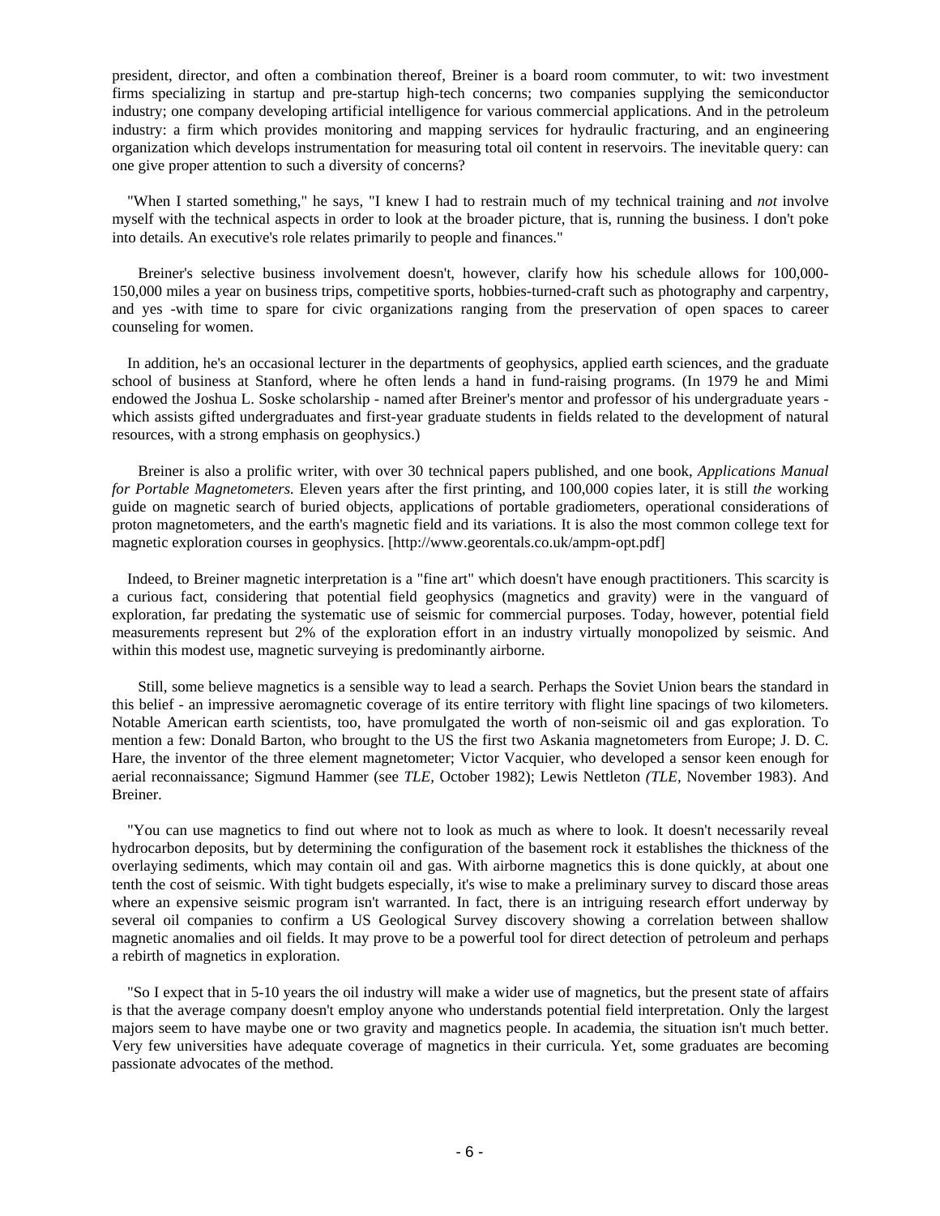president, director, and often a combination thereof, Breiner is a board room commuter, to wit: two investment firms specializing in startup and pre-startup high-tech concerns; two companies supplying the semiconductor industry; one company developing artificial intelligence for various commercial applications. And in the petroleum industry: a firm which provides monitoring and mapping services for hydraulic fracturing, and an engineering organization which develops instrumentation for measuring total oil content in reservoirs. The inevitable query: can one give proper attention to such a diversity of concerns?

"When I started something," he says, "I knew I had to restrain much of my technical training and *not* involve myself with the technical aspects in order to look at the broader picture, that is, running the business. I don't poke into details. An executive's role relates primarily to people and finances."

Breiner's selective business involvement doesn't, however, clarify how his schedule allows for 100,000-150,000 miles a year on business trips, competitive sports, hobbies-turned-craft such as photography and carpentry, and yes -with time to spare for civic organizations ranging from the preservation of open spaces to career counseling for women.

In addition, he's an occasional lecturer in the departments of geophysics, applied earth sciences, and the graduate school of business at Stanford, where he often lends a hand in fund-raising programs. (In 1979 he and Mimi endowed the Joshua L. Soske scholarship - named after Breiner's mentor and professor of his undergraduate years - which assists gifted undergraduates and first-year graduate students in fields related to the development of natural resources, with a strong emphasis on geophysics.)

Breiner is also a prolific writer, with over 30 technical papers published, and one book, *Applications Manual for Portable Magnetometers.* Eleven years after the first printing, and 100,000 copies later, it is still *the* working guide on magnetic search of buried objects, applications of portable gradiometers, operational considerations of proton magnetometers, and the earth's magnetic field and its variations. It is also the most common college text for magnetic exploration courses in geophysics. [http://www.georentals.co.uk/ampm-opt.pdf]

Indeed, to Breiner magnetic interpretation is a "fine art" which doesn't have enough practitioners. This scarcity is a curious fact, considering that potential field geophysics (magnetics and gravity) were in the vanguard of exploration, far predating the systematic use of seismic for commercial purposes. Today, however, potential field measurements represent but 2% of the exploration effort in an industry virtually monopolized by seismic. And within this modest use, magnetic surveying is predominantly airborne.

Still, some believe magnetics is a sensible way to lead a search. Perhaps the Soviet Union bears the standard in this belief - an impressive aeromagnetic coverage of its entire territory with flight line spacings of two kilometers. Notable American earth scientists, too, have promulgated the worth of non-seismic oil and gas exploration. To mention a few: Donald Barton, who brought to the US the first two Askania magnetometers from Europe; J. D. C. Hare, the inventor of the three element magnetometer; Victor Vacquier, who developed a sensor keen enough for aerial reconnaissance; Sigmund Hammer (see *TLE,* October 1982); Lewis Nettleton *(TLE,* November 1983). And Breiner.

"You can use magnetics to find out where not to look as much as where to look. It doesn't necessarily reveal hydrocarbon deposits, but by determining the configuration of the basement rock it establishes the thickness of the overlaying sediments, which may contain oil and gas. With airborne magnetics this is done quickly, at about one tenth the cost of seismic. With tight budgets especially, it's wise to make a preliminary survey to discard those areas where an expensive seismic program isn't warranted. In fact, there is an intriguing research effort underway by several oil companies to confirm a US Geological Survey discovery showing a correlation between shallow magnetic anomalies and oil fields. It may prove to be a powerful tool for direct detection of petroleum and perhaps a rebirth of magnetics in exploration.

"So I expect that in 5-10 years the oil industry will make a wider use of magnetics, but the present state of affairs is that the average company doesn't employ anyone who understands potential field interpretation. Only the largest majors seem to have maybe one or two gravity and magnetics people. In academia, the situation isn't much better. Very few universities have adequate coverage of magnetics in their curricula. Yet, some graduates are becoming passionate advocates of the method.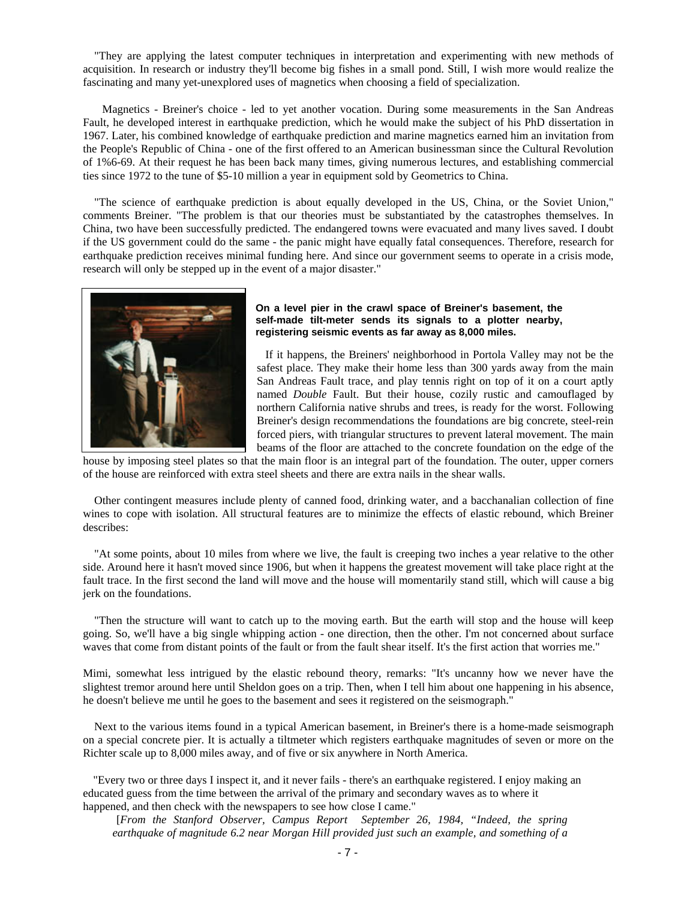"They are applying the latest computer techniques in interpretation and experimenting with new methods of acquisition. In research or industry they'll become big fishes in a small pond. Still, I wish more would realize the fascinating and many yet-unexplored uses of magnetics when choosing a field of specialization.

Magnetics - Breiner's choice - led to yet another vocation. During some measurements in the San Andreas Fault, he developed interest in earthquake prediction, which he would make the subject of his PhD dissertation in 1967. Later, his combined knowledge of earthquake prediction and marine magnetics earned him an invitation from the People's Republic of China - one of the first offered to an American businessman since the Cultural Revolution of 1%6-69. At their request he has been back many times, giving numerous lectures, and establishing commercial ties since 1972 to the tune of $5-10 million a year in equipment sold by Geometrics to China.

"The science of earthquake prediction is about equally developed in the US, China, or the Soviet Union," comments Breiner. "The problem is that our theories must be substantiated by the catastrophes themselves. In China, two have been successfully predicted. The endangered towns were evacuated and many lives saved. I doubt if the US government could do the same - the panic might have equally fatal consequences. Therefore, research for earthquake prediction receives minimal funding here. And since our government seems to operate in a crisis mode, research will only be stepped up in the event of a major disaster."

**On a level pier in the crawl space of Breiner's basement, the self-made tilt-meter sends its signals to a plotter nearby, registering seismic events as far away as 8,000 miles.**

If it happens, the Breiners' neighborhood in Portola Valley may not be the safest place. They make their home less than 300 yards away from the main San Andreas Fault trace, and play tennis right on top of it on a court aptly named *Double* Fault. But their house, cozily rustic and camouflaged by northern California native shrubs and trees, is ready for the worst. Following Breiner's design recommendations the foundations are big concrete, steel-rein forced piers, with triangular structures to prevent lateral movement. The main beams of the floor are attached to the concrete foundation on the edge of the house by imposing steel plates so that the main floor is an integral part of the foundation. The outer, upper corners of the house are reinforced with extra steel sheets and there are extra nails in the shear walls.

Other contingent measures include plenty of canned food, drinking water, and a bacchanalian collection of fine wines to cope with isolation. All structural features are to minimize the effects of elastic rebound, which Breiner describes:

"At some points, about 10 miles from where we live, the fault is creeping two inches a year relative to the other side. Around here it hasn't moved since 1906, but when it happens the greatest movement will take place right at the fault trace. In the first second the land will move and the house will momentarily stand still, which will cause a big jerk on the foundations.

"Then the structure will want to catch up to the moving earth. But the earth will stop and the house will keep going. So, we'll have a big single whipping action - one direction, then the other. I'm not concerned about surface waves that come from distant points of the fault or from the fault shear itself. It's the first action that worries me."

Mimi, somewhat less intrigued by the elastic rebound theory, remarks: "It's uncanny how we never have the slightest tremor around here until Sheldon goes on a trip. Then, when I tell him about one happening in his absence, he doesn't believe me until he goes to the basement and sees it registered on the seismograph."

Next to the various items found in a typical American basement, in Breiner's there is a home-made seismograph on a special concrete pier. It is actually a tiltmeter which registers earthquake magnitudes of seven or more on the Richter scale up to 8,000 miles away, and of five or six anywhere in North America.

"Every two or three days I inspect it, and it never fails - there's an earthquake registered. I enjoy making an educated guess from the time between the arrival of the primary and secondary waves as to where it happened, and then check with the newspapers to see how close I came."

[*From the Stanford Observer, Campus Report September 26, 1984, "Indeed, the spring earthquake of magnitude 6.2 near Morgan Hill provided just such an example, and something of a*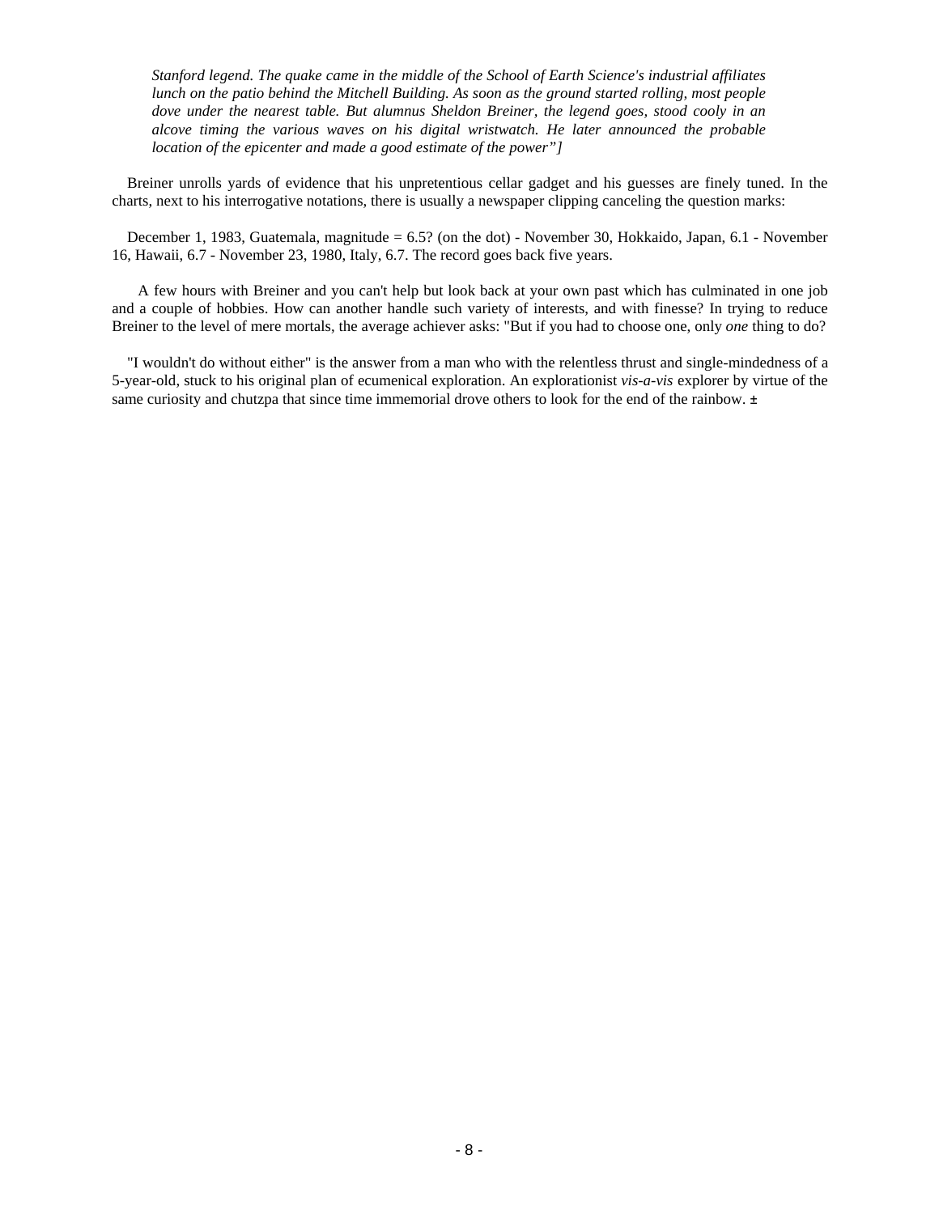*Stanford legend. The quake came in the middle of the School of Earth Science's industrial affiliates lunch on the patio behind the Mitchell Building. As soon as the ground started rolling, most people dove under the nearest table. But alumnus Sheldon Breiner, the legend goes, stood cooly in an alcove timing the various waves on his digital wristwatch. He later announced the probable location of the epicenter and made a good estimate of the power"]*

Breiner unrolls yards of evidence that his unpretentious cellar gadget and his guesses are finely tuned. In the charts, next to his interrogative notations, there is usually a newspaper clipping canceling the question marks:

December 1, 1983, Guatemala, magnitude = 6.5? (on the dot) - November 30, Hokkaido, Japan, 6.1 - November 16, Hawaii, 6.7 - November 23, 1980, Italy, 6.7. The record goes back five years.

A few hours with Breiner and you can't help but look back at your own past which has culminated in one job and a couple of hobbies. How can another handle such variety of interests, and with finesse? In trying to reduce Breiner to the level of mere mortals, the average achiever asks: "But if you had to choose one, only *one* thing to do?

"I wouldn't do without either" is the answer from a man who with the relentless thrust and single-mindedness of a 5-year-old, stuck to his original plan of ecumenical exploration. An explorationist *vis-a-vis* explorer by virtue of the same curiosity and chutzpa that since time immemorial drove others to look for the end of the rainbow. ±